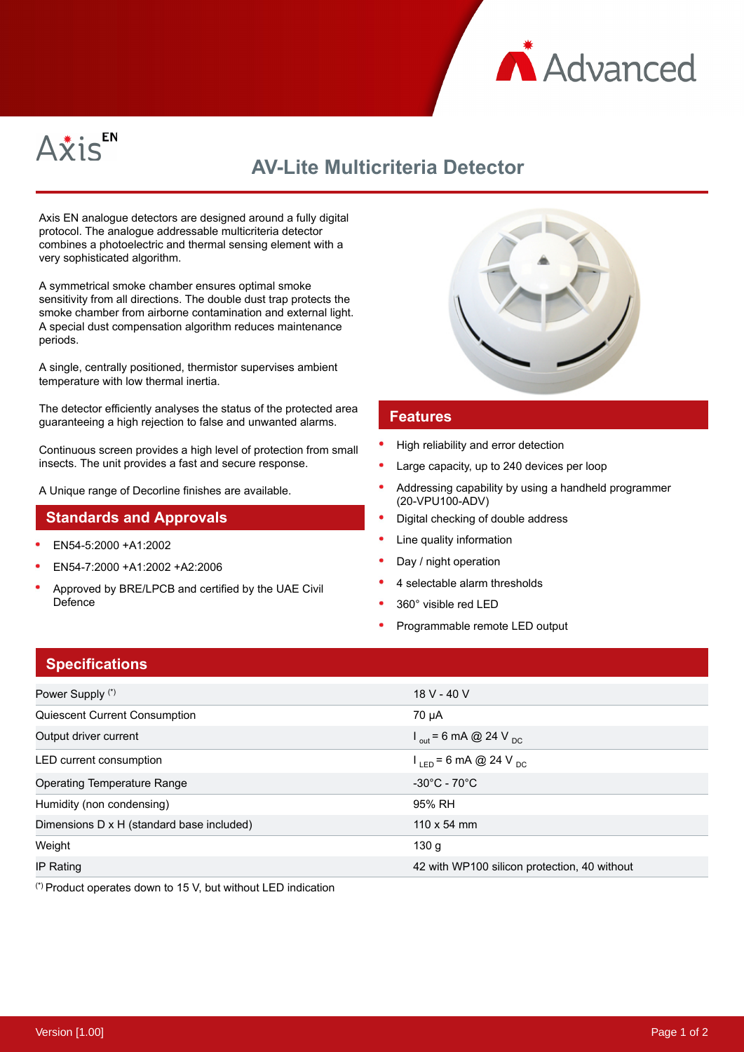Advanced

Axis EN

# AV-Lite Multicriteria Detector

Axis EN analogue detectors are designed around a fully digital protocol. The analogue addressable multicriteria detector combines a photoelectric and thermal sensing element with a very sophisticated algorithm.

A symmetrical smoke chamber ensures optimal smoke sensitivity from all directions. The double dust trap protects the smoke chamber from airborne contamination and external light. A special dust compensation algorithm reduces maintenance periods.

A single, centrally positioned, thermistor supervises ambient temperature with low thermal inertia.

The detector efficiently analyses the status of the protected area guaranteeing a high rejection to false and unwanted alarms.

Continuous screen provides a high level of protection from small insects. The unit provides a fast and secure response.

A Unique range of Decorline finishes are available.

## Standards and Approvals

- EN54-5:2000 +A1:2002
- EN54-7:2000 +A1:2002 +A2:2006
- Approved by BRE/LPCB and certified by the UAE Civil Defence

## Features

- High reliability and error detection
- Large capacity, up to 240 devices per loop
- Addressing capability by using a handheld programmer (20-VPU100-ADV)
- Digital checking of double address
- Line quality information
- Day / night operation
- 4 selectable alarm thresholds
- 360° visible red LED
- Programmable remote LED output

## Specifications

| | |
|---|---|
| Power Supply (*) | 18 V - 40 V |
| Quiescent Current Consumption | 70 µA |
| Output driver current | $I_{out}$ = 6 mA @ 24 $V_{DC}$ |
| LED current consumption | $I_{LED}$ = 6 mA @ 24 $V_{DC}$ |
| Operating Temperature Range | -30°C - 70°C |
| Humidity (non condensing) | 95% RH |
| Dimensions D x H (standard base included) | 110 x 54 mm |
| Weight | 130 g |
| IP Rating | 42 with WP100 silicon protection, 40 without |

(*) Product operates down to 15 V, but without LED indication

Version [1.00]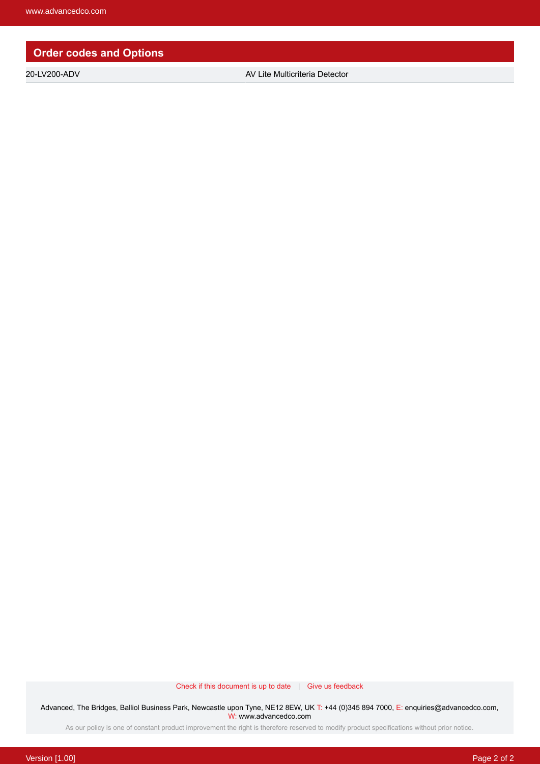## Order codes and Options

| | |
|---|---|
| 20-LV200-ADV | AV Lite Multicriteria Detector |

Check if this document is up to date | Give us feedback

Advanced, The Bridges, Balliol Business Park, Newcastle upon Tyne, NE12 8EW, UK T: +44 (0)345 894 7000, E: enquiries@advancedco.com, W: www.advancedco.com

As our policy is one of constant product improvement the right is therefore reserved to modify product specifications without prior notice.

Version [1.00]